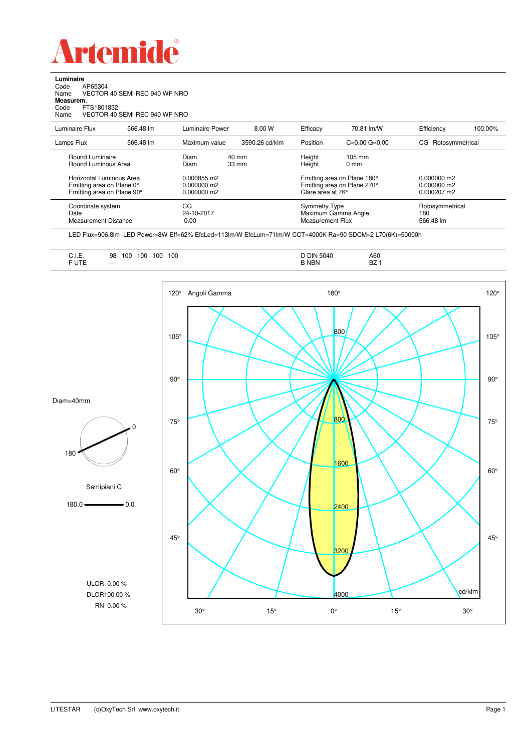# Artemide

**Luminaire**
Code AP65304
Name VECTOR 40 SEMI-REC 940 WF NRO

**Measurem.**
Code FTS1801832
Name VECTOR 40 SEMI-REC 940 WF NRO

| Luminaire Flux | 566.48 lm | Luminaire Power | 8.00 W | Efficacy | 70.81 lm/W | Efficiency | 100.00% |
|---|---|---|---|---|---|---|---|
| Lamps Flux | 566.48 lm | Maximum value | 3590.26 cd/klm | Position | C=0.00 G=0.00 | CG Rotosymmetrical | |

| | | | | |
|---|---|---|---|---|
| Round Luminaire | Diam. 40 mm | Height 105 mm | | |
| Round Luminous Area | Diam. 33 mm | Height 0 mm | | |
| Horizontal Luminous Area | 0.000855 m2 | Emitting area on Plane 180° | 0.000000 m2 | |
| Emitting area on Plane 0° | 0.000000 m2 | Emitting area on Plane 270° | 0.000000 m2 | |
| Emitting area on Plane 90° | 0.000000 m2 | Glare area at 76° | 0.000207 m2 | |

| | | | |
|---|---|---|---|
| Coordinate system | CG | Symmetry Type | Rotosymmetrical |
| Date | 24-10-2017 | Maximum Gamma Angle | 180 |
| Measurement Distance | 0.00 | Measurement Flux | 566.48 lm |

LED Flux=906,8lm LED Power=8W Eff=62% EfcLed=113lm/W EfcLum=71lm/W CCT=4000K Ra=90 SDCM=2 L70(6K)=50000h

| | | | |
|---|---|---|---|
| C.I.E. | 98 100 100 100 100 | D DIN 5040 | A60 |
| F UTE | -- | B NBN | BZ 1 |

Diam=40mm

Semipiani C

180.0 — 0.0

ULOR 0.00 %
DLOR 100.00 %
RN 0.00 %

Angoli Gamma — 120°, 105°, 90°, 75°, 60°, 45°, 30°, 15°, 0°, 180°

800, 1600, 2400, 3200, 4000 cd/klm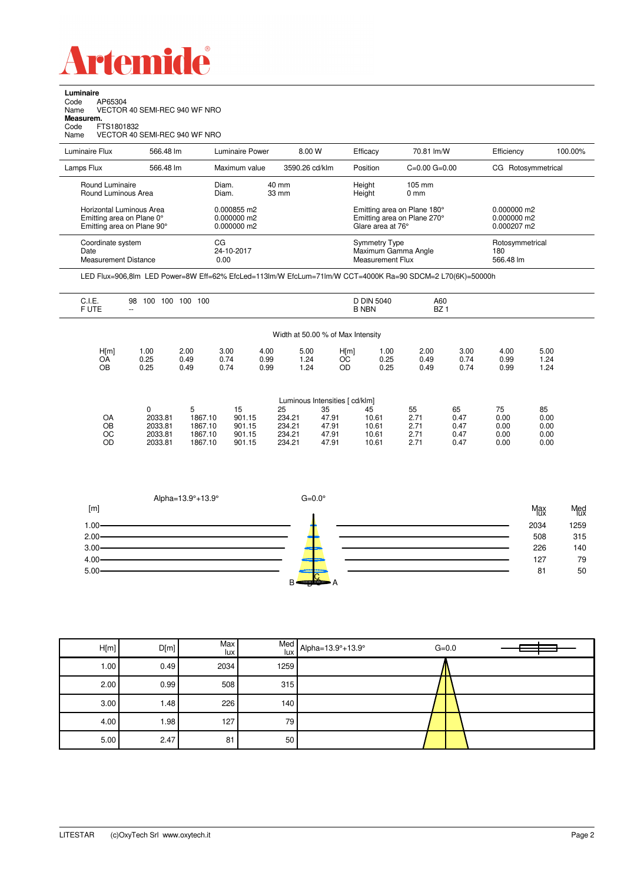# Artemide

**Luminaire**
Code AP65304
Name VECTOR 40 SEMI-REC 940 WF NRO
**Measurem.**
Code FTS1801832
Name VECTOR 40 SEMI-REC 940 WF NRO

| | | | | | | | |
|---|---|---|---|---|---|---|---|
| Luminaire Flux | 566.48 lm | Luminaire Power | 8.00 W | Efficacy | 70.81 lm/W | Efficiency | 100.00% |
| Lamps Flux | 566.48 lm | Maximum value | 3590.26 cd/klm | Position | C=0.00 G=0.00 | CG Rotosymmetrical | |

| | | | | | |
|---|---|---|---|---|---|
| Round Luminaire | Diam. | 40 mm | Height | 105 mm | |
| Round Luminous Area | Diam. | 33 mm | Height | 0 mm | |
| Horizontal Luminous Area | 0.000855 m2 | | Emitting area on Plane 180° | | 0.000000 m2 |
| Emitting area on Plane 0° | 0.000000 m2 | | Emitting area on Plane 270° | | 0.000000 m2 |
| Emitting area on Plane 90° | 0.000000 m2 | | Glare area at 76° | | 0.000207 m2 |
| Coordinate system | CG | | Symmetry Type | | Rotosymmetrical |
| Date | 24-10-2017 | | Maximum Gamma Angle | | 180 |
| Measurement Distance | 0.00 | | Measurement Flux | | 566.48 lm |

LED Flux=906,8lm LED Power=8W Eff=62% EfcLed=113lm/W EfcLum=71lm/W CCT=4000K Ra=90 SDCM=2 L70(6K)=50000h

| | | | |
|---|---|---|---|
| C.I.E. | 98 100 100 100 100 | D DIN 5040 | A60 |
| F UTE | -- | B NBN | BZ 1 |

Width at 50.00 % of Max Intensity

| H[m] | 1.00 | 2.00 | 3.00 | 4.00 | 5.00 | H[m] | 1.00 | 2.00 | 3.00 | 4.00 | 5.00 |
|---|---|---|---|---|---|---|---|---|---|---|---|
| OA | 0.25 | 0.49 | 0.74 | 0.99 | 1.24 | OC | 0.25 | 0.49 | 0.74 | 0.99 | 1.24 |
| OB | 0.25 | 0.49 | 0.74 | 0.99 | 1.24 | OD | 0.25 | 0.49 | 0.74 | 0.99 | 1.24 |

Luminous Intensities [ cd/klm]

| | 0 | 5 | 15 | 25 | 35 | 45 | 55 | 65 | 75 | 85 |
|---|---|---|---|---|---|---|---|---|---|---|
| OA | 2033.81 | 1867.10 | 901.15 | 234.21 | 47.91 | 10.61 | 2.71 | 0.47 | 0.00 | 0.00 |
| OB | 2033.81 | 1867.10 | 901.15 | 234.21 | 47.91 | 10.61 | 2.71 | 0.47 | 0.00 | 0.00 |
| OC | 2033.81 | 1867.10 | 901.15 | 234.21 | 47.91 | 10.61 | 2.71 | 0.47 | 0.00 | 0.00 |
| OD | 2033.81 | 1867.10 | 901.15 | 234.21 | 47.91 | 10.61 | 2.71 | 0.47 | 0.00 | 0.00 |

Alpha=13.9°+13.9°
G=0.0°
[m]
Max lux
Med lux
1.00 2034 1259
2.00 508 315
3.00 226 140
4.00 127 79
5.00 81 50
B C D A

| H[m] | D[m] | Max lux | Med lux | Alpha=13.9°+13.9° G=0.0 |
|---|---|---|---|---|
| 1.00 | 0.49 | 2034 | 1259 | |
| 2.00 | 0.99 | 508 | 315 | |
| 3.00 | 1.48 | 226 | 140 | |
| 4.00 | 1.98 | 127 | 79 | |
| 5.00 | 2.47 | 81 | 50 | |

LITESTAR (c)OxyTech Srl www.oxytech.it